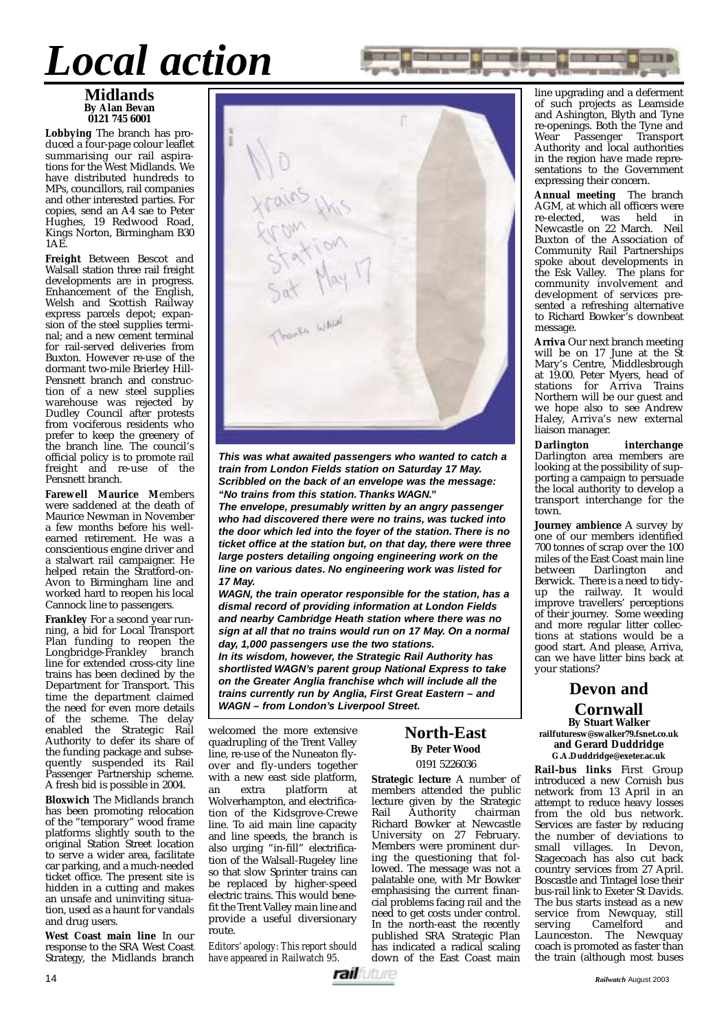# Local action

## Midlands

**By Alan Bevan**
**0121 745 6001**

**Lobbying** The branch has produced a four-page colour leaflet summarising our rail aspirations for the West Midlands. We have distributed hundreds to MPs, councillors, rail companies and other interested parties. For copies, send an A4 sae to Peter Hughes, 19 Redwood Road, Kings Norton, Birmingham B30 1AE.

**Freight** Between Bescot and Walsall station three rail freight developments are in progress. Enhancement of the English, Welsh and Scottish Railway express parcels depot; expansion of the steel supplies terminal; and a new cement terminal for rail-served deliveries from Buxton. However re-use of the dormant two-mile Brierley Hill-Pensnett branch and construction of a new steel supplies warehouse was rejected by Dudley Council after protests from vociferous residents who prefer to keep the greenery of the branch line. The council's official policy is to promote rail freight and re-use of the Pensnett branch.

**Farewell Maurice** Members were saddened at the death of Maurice Newman in November a few months before his well-earned retirement. He was a conscientious engine driver and a stalwart rail campaigner. He helped retain the Stratford-on-Avon to Birmingham line and worked hard to reopen his local Cannock line to passengers.

**Frankley** For a second year running, a bid for Local Transport Plan funding to reopen the Longbridge-Frankley branch line for extended cross-city line trains has been declined by the Department for Transport. This time the department claimed the need for even more details of the scheme. The delay enabled the Strategic Rail Authority to defer its share of the funding package and subsequently suspended its Rail Passenger Partnership scheme. A fresh bid is possible in 2004.

**Bloxwich** The Midlands branch has been promoting relocation of the "temporary" wood frame platforms slightly south to the original Station Street location to serve a wider area, facilitate car parking, and a much-needed ticket office. The present site is hidden in a cutting and makes an unsafe and uninviting situation, used as a haunt for vandals and drug users.

**West Coast main line** In our response to the SRA West Coast Strategy, the Midlands branch welcomed the more extensive quadrupling of the Trent Valley line, re-use of the Nuneaton flyover and fly-unders together with a new east side platform, an extra platform at Wolverhampton, and electrification of the Kidsgrove-Crewe line. To aid main line capacity and line speeds, the branch is also urging "in-fill" electrification of the Walsall-Rugeley line so that slow Sprinter trains can be replaced by higher-speed electric trains. This would benefit the Trent Valley main line and provide a useful diversionary route.

*Editors' apology: This report should have appeared in Railwatch 95.*

***This was what awaited passengers who wanted to catch a train from London Fields station on Saturday 17 May. Scribbled on the back of an envelope was the message: "No trains from this station. Thanks WAGN."***

***The envelope, presumably written by an angry passenger who had discovered there were no trains, was tucked into the door which led into the foyer of the station. There is no ticket office at the station but, on that day, there were three large posters detailing ongoing engineering work on the line on various dates. No engineering work was listed for 17 May.***

***WAGN, the train operator responsible for the station, has a dismal record of providing information at London Fields and nearby Cambridge Heath station where there was no sign at all that no trains would run on 17 May. On a normal day, 1,000 passengers use the two stations.***

***In its wisdom, however, the Strategic Rail Authority has shortlisted WAGN's parent group National Express to take on the Greater Anglia franchise whch will include all the trains currently run by Anglia, First Great Eastern – and WAGN – from London's Liverpool Street.***

## North-East

**By Peter Wood**
0191 5226036

**Strategic lecture** A number of members attended the public lecture given by the Strategic Rail Authority chairman Richard Bowker at Newcastle University on 27 February. Members were prominent during the questioning that followed. The message was not a palatable one, with Mr Bowker emphasising the current financial problems facing rail and the need to get costs under control. In the north-east the recently published SRA Strategic Plan has indicated a radical scaling down of the East Coast main line upgrading and a deferment of such projects as Leamside and Ashington, Blyth and Tyne re-openings. Both the Tyne and Wear Passenger Transport Authority and local authorities in the region have made representations to the Government expressing their concern.

**Annual meeting** The branch AGM, at which all officers were re-elected, was held in Newcastle on 22 March. Neil Buxton of the Association of Community Rail Partnerships spoke about developments in the Esk Valley. The plans for community involvement and development of services presented a refreshing alternative to Richard Bowker's downbeat message.

**Arriva** Our next branch meeting will be on 17 June at the St Mary's Centre, Middlesbrough at 19.00. Peter Myers, head of stations for Arriva Trains Northern will be our guest and we hope also to see Andrew Haley, Arriva's new external liaison manager.

**Darlington interchange** Darlington area members are looking at the possibility of supporting a campaign to persuade the local authority to develop a transport interchange for the town.

**Journey ambience** A survey by one of our members identified 700 tonnes of scrap over the 100 miles of the East Coast main line between Darlington and Berwick. There is a need to tidy-up the railway. It would improve travellers' perceptions of their journey. Some weeding and more regular litter collections at stations would be a good start. And please, Arriva, can we have litter bins back at your stations?

## Devon and Cornwall

**By Stuart Walker**
**railfuturesw@swalker79.fsnet.co.uk**
**and Gerard Duddridge**
**G.A.Duddridge@exeter.ac.uk**

**Rail-bus links** First Group introduced a new Cornish bus network from 13 April in an attempt to reduce heavy losses from the old bus network. Services are faster by reducing the number of deviations to small villages. In Devon, Stagecoach has also cut back country services from 27 April. Boscastle and Tintagel lose their bus-rail link to Exeter St Davids. The bus starts instead as a new service from Newquay, still serving Camelford and Launceston. The Newquay coach is promoted as faster than the train (although most buses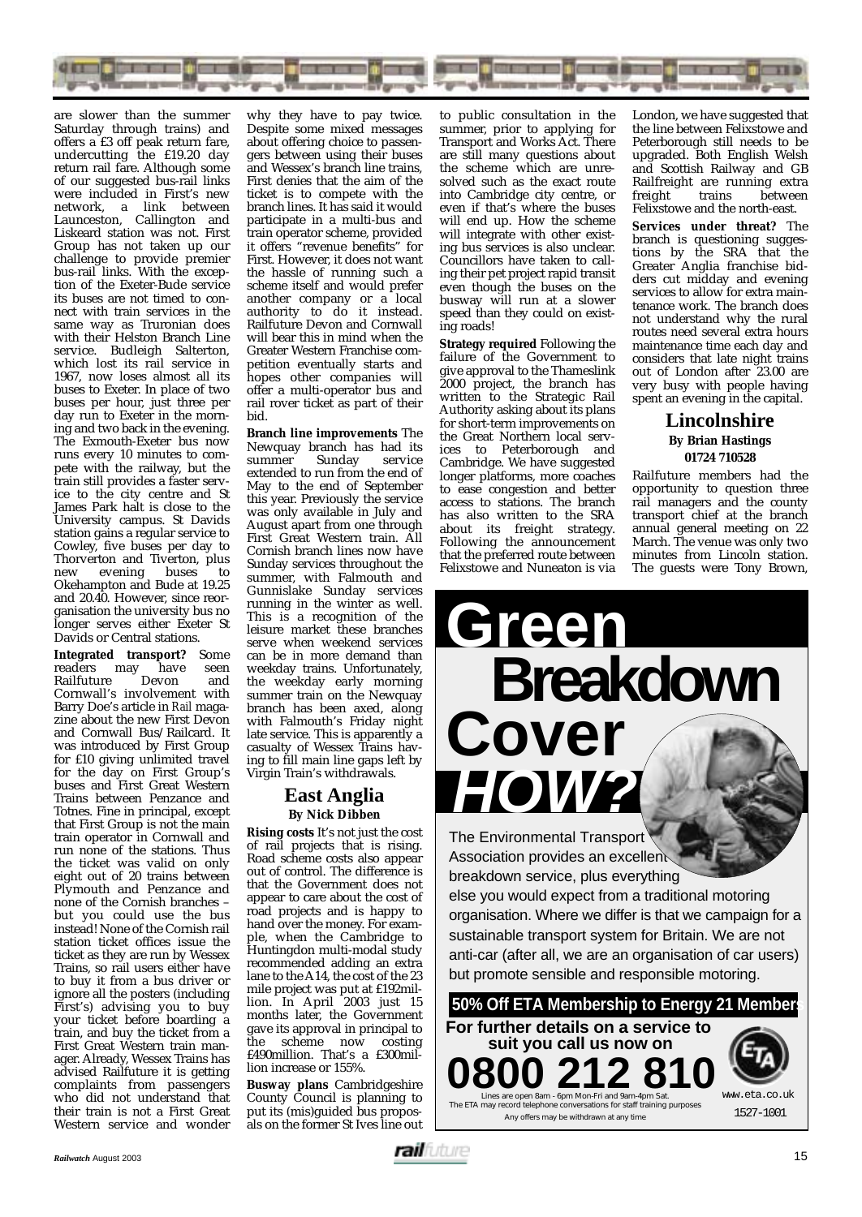are slower than the summer Saturday through trains) and offers a £3 off peak return fare, undercutting the £19.20 day return rail fare. Although some of our suggested bus-rail links were included in First's new network, a link between Launceston, Callington and Liskeard station was not. First Group has not taken up our challenge to provide premier bus-rail links. With the exception of the Exeter-Bude service its buses are not timed to connect with train services in the same way as Truronian does with their Helston Branch Line service. Budleigh Salterton, which lost its rail service in 1967, now loses almost all its buses to Exeter. In place of two buses per hour, just three per day run to Exeter in the morning and two back in the evening. The Exmouth-Exeter bus now runs every 10 minutes to compete with the railway, but the train still provides a faster service to the city centre and St James Park halt is close to the University campus. St Davids station gains a regular service to Cowley, five buses per day to Thorverton and Tiverton, plus new evening buses to Okehampton and Bude at 19.25 and 20.40. However, since reorganisation the university bus no longer serves either Exeter St Davids or Central stations.

**Integrated transport?** Some readers may have seen Railfuture Devon and Cornwall's involvement with Barry Doe's article in *Rail* magazine about the new First Devon and Cornwall Bus/Railcard. It was introduced by First Group for £10 giving unlimited travel for the day on First Group's buses and First Great Western Trains between Penzance and Totnes. Fine in principal, except that First Group is not the main train operator in Cornwall and run none of the stations. Thus the ticket was valid on only eight out of 20 trains between Plymouth and Penzance and none of the Cornish branches – but you could use the bus instead! None of the Cornish rail station ticket offices issue the ticket as they are run by Wessex Trains, so rail users either have to buy it from a bus driver or ignore all the posters (including First's) advising you to buy your ticket before boarding a train, and buy the ticket from a First Great Western train manager. Already, Wessex Trains has advised Railfuture it is getting complaints from passengers who did not understand that their train is not a First Great Western service and wonder why they have to pay twice. Despite some mixed messages about offering choice to passengers between using their buses and Wessex's branch line trains, First denies that the aim of the ticket is to compete with the branch lines. It has said it would participate in a multi-bus and train operator scheme, provided it offers "revenue benefits" for First. However, it does not want the hassle of running such a scheme itself and would prefer another company or a local authority to do it instead. Railfuture Devon and Cornwall will bear this in mind when the Greater Western Franchise competition eventually starts and hopes other companies will offer a multi-operator bus and rail rover ticket as part of their bid.

**Branch line improvements** The Newquay branch has had its summer Sunday service extended to run from the end of May to the end of September this year. Previously the service was only available in July and August apart from one through First Great Western train. All Cornish branch lines now have Sunday services throughout the summer, with Falmouth and Gunnislake Sunday services running in the winter as well. This is a recognition of the leisure market these branches serve when weekend services can be in more demand than weekday trains. Unfortunately, the weekday early morning summer train on the Newquay branch has been axed, along with Falmouth's Friday night late service. This is apparently a casualty of Wessex Trains having to fill main line gaps left by Virgin Train's withdrawals.

## East Anglia

**By Nick Dibben**

**Rising costs** It's not just the cost of rail projects that is rising. Road scheme costs also appear out of control. The difference is that the Government does not appear to care about the cost of road projects and is happy to hand over the money. For example, when the Cambridge to Huntingdon multi-modal study recommended adding an extra lane to the A14, the cost of the 23 mile project was put at £192million. In April 2003 just 15 months later, the Government gave its approval in principal to the scheme now costing £490million. That's a £300million increase or 155%.

**Busway plans** Cambridgeshire County Council is planning to put its (mis)guided bus proposals on the former St Ives line out to public consultation in the summer, prior to applying for Transport and Works Act. There are still many questions about the scheme which are unresolved such as the exact route into Cambridge city centre, or even if that's where the buses will end up. How the scheme will integrate with other existing bus services is also unclear. Councillors have taken to calling their pet project rapid transit even though the buses on the busway will run at a slower speed than they could on existing roads!

**Strategy required** Following the failure of the Government to give approval to the Thameslink 2000 project, the branch has written to the Strategic Rail Authority asking about its plans for short-term improvements on the Great Northern local services to Peterborough and Cambridge. We have suggested longer platforms, more coaches to ease congestion and better access to stations. The branch has also written to the SRA about its freight strategy. Following the announcement that the preferred route between Felixstowe and Nuneaton is via London, we have suggested that the line between Felixstowe and Peterborough still needs to be upgraded. Both English Welsh and Scottish Railfreight and GB Railfreight are running extra freight trains between Felixstowe and the north-east.

**Services under threat?** The branch is questioning suggestions by the SRA that the Greater Anglia franchise bidders cut midday and evening services to allow for extra maintenance work. The branch does not understand why the rural routes need several extra hours maintenance time each day and considers that late night trains out of London after 23.00 are very busy with people having spent an evening in the capital.

## Lincolnshire

**By Brian Hastings**
**01724 710528**

Railfuture members had the opportunity to question three rail managers and the county transport chief at the branch annual general meeting on 22 March. The venue was only two minutes from Lincoln station. The guests were Tony Brown,

# Green Breakdown Cover HOW?

The Environmental Transport Association provides an excellent breakdown service, plus everything else you would expect from a traditional motoring organisation. Where we differ is that we campaign for a sustainable transport system for Britain. We are not anti-car (after all, we are an organisation of car users) but promote sensible and responsible motoring.

**50% Off ETA Membership to Energy 21 Members**

**For further details on a service to suit you call us now on**

**0800 212 810**

Lines are open 8am - 6pm Mon-Fri and 9am-4pm Sat.
The ETA may record telephone conversations for staff training purposes
Any offers may be withdrawn at any time

www.eta.co.uk

1527-1001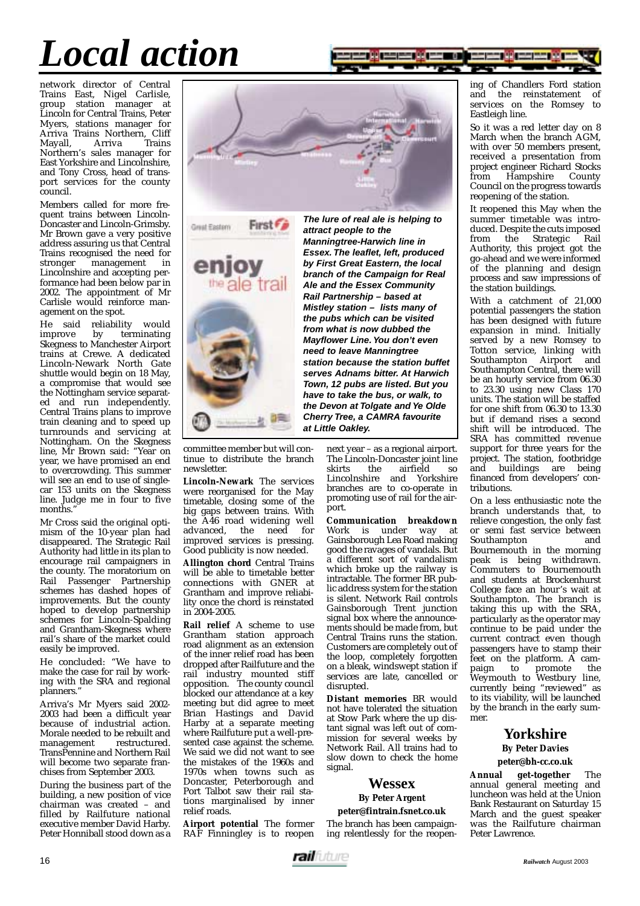# Local action

network director of Central Trains East, Nigel Carlisle, group station manager at Lincoln for Central Trains, Peter Myers, stations manager for Arriva Trains Northern, Cliff Mayall, Arriva Trains Northern's sales manager for East Yorkshire and Lincolnshire, and Tony Cross, head of transport services for the county council.

Members called for more frequent trains between Lincoln-Doncaster and Lincoln-Grimsby. Mr Brown gave a very positive address assuring us that Central Trains recognised the need for stronger management in Lincolnshire and accepting performance had been below par in 2002. The appointment of Mr Carlisle would reinforce management on the spot.

He said reliability would improve by terminating Skegness to Manchester Airport trains at Crewe. A dedicated Lincoln-Newark North Gate shuttle would begin on 18 May, a compromise that would see the Nottingham service separated and run independently. Central Trains plans to improve train cleaning and to speed up turnrounds and servicing at Nottingham. On the Skegness line, Mr Brown said: "Year on year, we have promised an end to overcrowding. This summer will see an end to use of single-car 153 units on the Skegness line. Judge me in four to five months."

Mr Cross said the original optimism of the 10-year plan had disappeared. The Strategic Rail Authority had little in its plan to encourage rail campaigners in the county. The moratorium on Rail Passenger Partnership schemes has dashed hopes of improvements. But the county hoped to develop partnership schemes for Lincoln-Spalding and Grantham-Skegness where rail's share of the market could easily be improved.

He concluded: "We have to make the case for rail by working with the SRA and regional planners."

Arriva's Mr Myers said 2002-2003 had been a difficult year because of industrial action. Morale needed to be rebuilt and management restructured. TransPennine and Northern Rail will become two separate franchises from September 2003.

During the business part of the building, a new position of vice chairman was created – and filled by Railfuture national executive member David Harby. Peter Honniball stood down as a committee member but will continue to distribute the branch newsletter.

**Lincoln-Newark** The services were reorganised for the May timetable, closing some of the big gaps between trains. With the A46 road widening well advanced, the need for improved services is pressing. Good publicity is now needed.

**Allington chord** Central Trains will be able to timetable better connections with GNER at Grantham and improve reliability once the chord is reinstated in 2004-2005.

**Rail relief** A scheme to use Grantham station approach road alignment as an extension of the inner relief road has been dropped after Railfuture and the rail industry mounted stiff opposition. The county council blocked our attendance at a key meeting but did agree to meet Brian Hastings and David Harby at a separate meeting where Railfuture put a well-presented case against the scheme. We said we did not want to see the mistakes of the 1960s and 1970s when towns such as Doncaster, Peterborough and Port Talbot saw their rail stations marginalised by inner relief roads.

**Airport potential** The former RAF Finningley is to reopen next year – as a regional airport. The Lincoln-Doncaster joint line skirts the airfield so Lincolnshire and Yorkshire branches are to co-operate in promoting use of rail for the airport.

**Communication breakdown** Work is under way at Gainsborough Lea Road making good the ravages of vandals. But a different sort of vandalism which broke up the railway is intractable. The former BR public address system for the station is silent. Network Rail controls Gainsborough Trent junction signal box where the announcements should be made from, but Central Trains runs the station. Customers are completely out of the loop, completely forgotten on a bleak, windswept station if services are late, cancelled or disrupted.

**Distant memories** BR would not have tolerated the situation at Stow Park where the up distant signal was left out of commission for several weeks by Network Rail. All trains had to slow down to check the home signal.

*The lure of real ale is helping to attract people to the Manningtree-Harwich line in Essex. The leaflet, left, produced by First Great Eastern, the local branch of the Campaign for Real Ale and the Essex Community Rail Partnership – based at Mistley station – lists many of the pubs which can be visited from what is now dubbed the Mayflower Line. You don't even need to leave Manningtree station because the station buffet serves Adnams bitter. At Harwich Town, 12 pubs are listed. But you have to take the bus, or walk, to the Devon at Tolgate and Ye Olde Cherry Tree, a CAMRA favourite at Little Oakley.*

## Wessex

**By Peter Argent**

**peter@fintrain.fsnet.co.uk**

The branch has been campaigning relentlessly for the reopening of Chandlers Ford station and the reinstatement of services on the Romsey to Eastleigh line.

So it was a red letter day on 8 March when the branch AGM, with over 50 members present, received a presentation from project engineer Richard Stocks from Hampshire County Council on the progress towards reopening of the station.

It reopened this May when the summer timetable was introduced. Despite the cuts imposed from the Strategic Rail Authority, this project got the go-ahead and we were informed of the planning and design process and saw impressions of the station buildings.

With a catchment of 21,000 potential passengers the station has been designed with future expansion in mind. Initially served by a new Romsey to Totton service, linking with Southampton Airport and Southampton Central, there will be an hourly service from 06.30 to 23.30 using new Class 170 units. The station will be staffed for one shift from 06.30 to 13.30 but if demand rises a second shift will be introduced. The SRA has committed revenue support for three years for the project. The station, footbridge and buildings are being financed from developers' contributions.

On a less enthusiastic note the branch understands that, to relieve congestion, the only fast or semi fast service between Southampton and Bournemouth in the morning peak is being withdrawn. Commuters to Bournemouth and students at Brockenhurst College face an hour's wait at Southampton. The branch is taking this up with the SRA, particularly as the operator may continue to be paid under the current contract even though passengers have to stamp their feet on the platform. A campaign to promote the Weymouth to Westbury line, currently being "reviewed" as to its viability, will be launched by the branch in the early summer.

## Yorkshire

**By Peter Davies**

**peter@bh-cc.co.uk**

**Annual get-together** The annual general meeting and luncheon was held at the Union Bank Restaurant on Saturday 15 March and the guest speaker was the Railfuture chairman Peter Lawrence.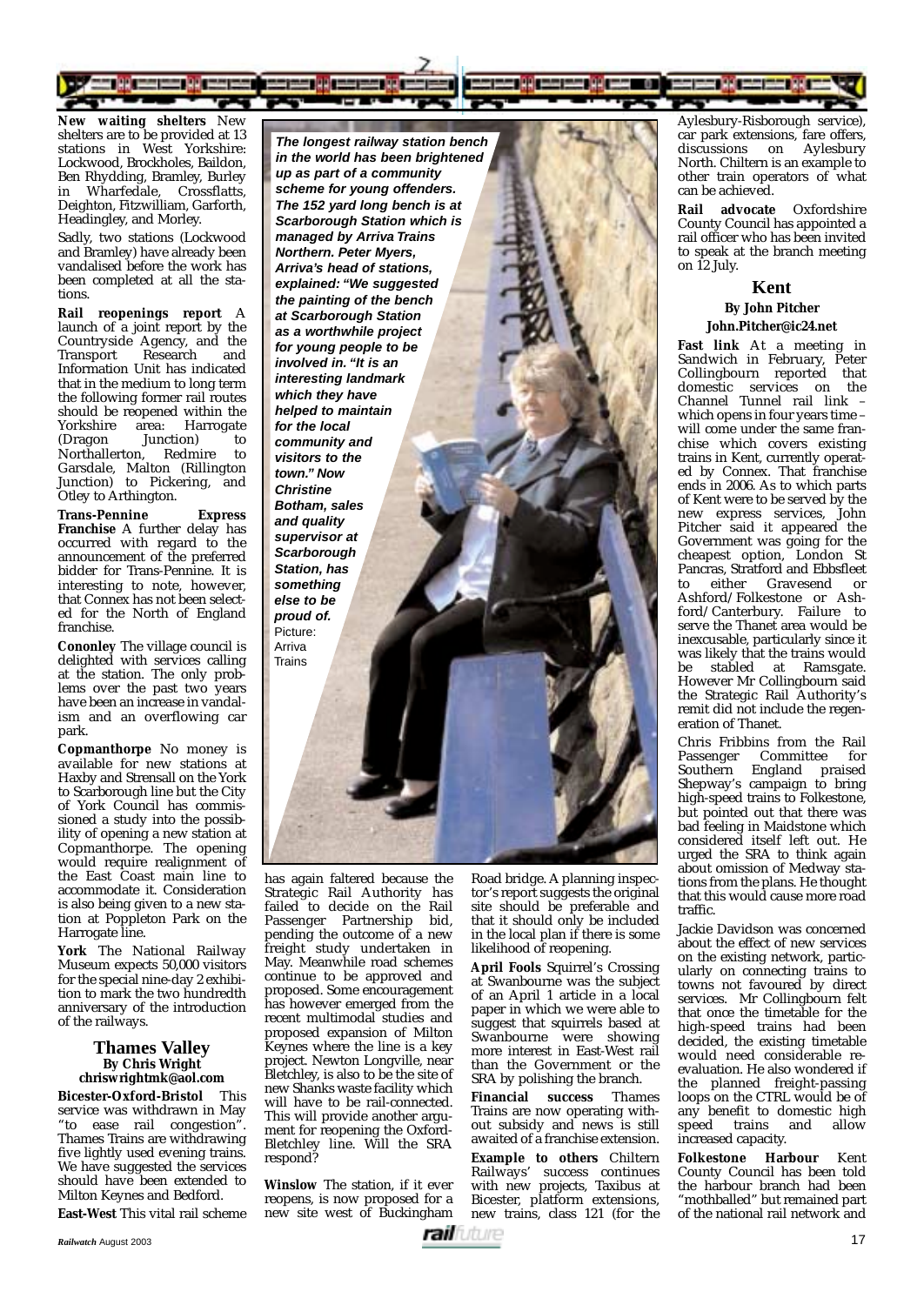**New waiting shelters** New shelters are to be provided at 13 stations in West Yorkshire: Lockwood, Brockholes, Baildon, Ben Rhydding, Bramley, Burley in Wharfedale, Crossflatts, Deighton, Fitzwilliam, Garforth, Headingley, and Morley.

Sadly, two stations (Lockwood and Bramley) have already been vandalised before the work has been completed at all the stations.

**Rail reopenings report** A launch of a joint report by the Countryside Agency, and the Transport Research and Information Unit has indicated that in the medium to long term the following former rail routes should be reopened within the Yorkshire area: Harrogate (Dragon Junction) to Northallerton, Redmire to Garsdale, Malton (Rillington Junction) to Pickering, and Otley to Arthington.

**Trans-Pennine Express Franchise** A further delay has occurred with regard to the announcement of the preferred bidder for Trans-Pennine. It is interesting to note, however, that Connex has not been selected for the North of England franchise.

**Cononley** The village council is delighted with services calling at the station. The only problems over the past two years have been an increase in vandalism and an overflowing car park.

**Copmanthorpe** No money is available for new stations at Haxby and Strensall on the York to Scarborough line but the City of York Council has commissioned a study into the possibility of opening a new station at Copmanthorpe. The opening would require realignment of the East Coast main line to accommodate it. Consideration is also being given to a new station at Poppleton Park on the Harrogate line.

**York** The National Railway Museum expects 50,000 visitors for the special nine-day 2 exhibition to mark the two hundredth anniversary of the introduction of the railways.

***The longest railway station bench in the world has been brightened up as part of a community scheme for young offenders. The 152 yard long bench is at Scarborough Station which is managed by Arriva Trains Northern. Peter Myers, Arriva's head of stations, explained: "We suggested the painting of the bench at Scarborough Station as a worthwhile project for young people to be involved in. "It is an interesting landmark which they have helped to maintain for the local community and visitors to the town." Now Christine Botham, sales and quality supervisor at Scarborough Station, has something else to be proud of.*** Picture: Arriva Trains

## Thames Valley

**By Chris Wright**
**chriswrightmk@aol.com**

**Bicester-Oxford-Bristol** This service was withdrawn in May "to ease rail congestion". Thames Trains are withdrawing five lightly used evening trains. We have suggested the services should have been extended to Milton Keynes and Bedford.

**East-West** This vital rail scheme has again faltered because the Strategic Rail Authority has failed to decide on the Rail Passenger Partnership bid, pending the outcome of a new freight study undertaken in May. Meanwhile road schemes continue to be approved and proposed. Some encouragement has however emerged from the recent multimodal studies and proposed expansion of Milton Keynes where the line is a key project. Newton Longville, near Bletchley, is also to be the site of new Shanks waste facility which will have to be rail-connected. This will provide another argument for reopening the Oxford-Bletchley line. Will the SRA respond?

**Winslow** The station, if it ever reopens, is now proposed for a new site west of Buckingham Road bridge. A planning inspector's report suggests the original site should be preferable and that it should only be included in the local plan if there is some likelihood of reopening.

**April Fools** Squirrel's Crossing at Swanbourne was the subject of an April 1 article in a local paper in which we were able to suggest that squirrels based at Swanbourne were showing more interest in East-West rail than the Government or the SRA by polishing the branch.

**Financial success** Thames Trains are now operating without subsidy and news is still awaited of a franchise extension.

**Example to others** Chiltern Railways' success continues with new projects, Taxibus at Bicester, platform extensions, new trains, class 121 (for the Aylesbury-Risborough service), car park extensions, fare offers, discussions on Aylesbury North. Chiltern is an example to other train operators of what can be achieved.

**Rail advocate** Oxfordshire County Council has appointed a rail officer who has been invited to speak at the branch meeting on 12 July.

## Kent

**By John Pitcher**
**John.Pitcher@ic24.net**

**Fast link** At a meeting in Sandwich in February, Peter Collingbourn reported that domestic services on the Channel Tunnel rail link – which opens in four years time – will come under the same franchise which covers existing trains in Kent, currently operated by Connex. That franchise ends in 2006. As to which parts of Kent were to be served by the new express services, John Pitcher said it appeared the Government was going for the cheapest option, London St Pancras, Stratford and Ebbsfleet to either Gravesend or Ashford/Folkestone or Ashford/Canterbury. Failure to serve the Thanet area would be inexcusable, particularly since it was likely that the trains would be stabled at Ramsgate. However Mr Collingbourn said the Strategic Rail Authority's remit did not include the regeneration of Thanet.

Chris Fribbins from the Rail Passenger Committee for Southern England praised Shepway's campaign to bring high-speed trains to Folkestone, but pointed out that there was bad feeling in Maidstone which considered itself left out. He urged the SRA to think again about omission of Medway stations from the plans. He thought that this would cause more road traffic.

Jackie Davidson was concerned about the effect of new services on the existing network, particularly on connecting trains to towns not favoured by direct services. Mr Collingbourn felt that once the timetable for the high-speed trains had been decided, the existing timetable would need considerable re-evaluation. He also wondered if the planned freight-passing loops on the CTRL would be of any benefit to domestic high speed trains and allow increased capacity.

**Folkestone Harbour** Kent County Council has been told the harbour branch had been "mothballed" but remained part of the national rail network and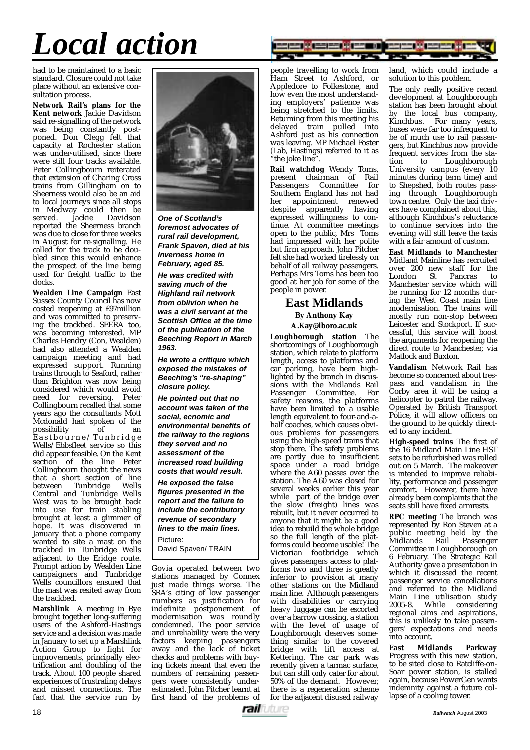# Local action

had to be maintained to a basic standard. Closure could not take place without an extensive consultation process.

**Network Rail's plans for the Kent network** Jackie Davidson said re-signalling of the network was being constantly postponed. Don Clegg felt that capacity at Rochester station was under-utilised, since there were still four tracks available. Peter Collingbourn reiterated that extension of Charing Cross trains from Gillingham on to Sheerness would also be an aid to local journeys since all stops in Medway could then be served. Jackie Davidson reported the Sheerness branch was due to close for three weeks in August for re-signalling. He called for the track to be doubled since this would enhance the prospect of the line being used for freight traffic to the docks.

**Wealden Line Campaign** East Sussex County Council has now costed reopening at £97million and was committed to preserving the trackbed. SEERA too, was becoming interested. MP Charles Hendry (Con, Wealden) had also attended a Wealden campaign meeting and had expressed support. Running trains through to Seaford, rather than Brighton was now being considered which would avoid need for reversing. Peter Collingbourn recalled that some years ago the consultants Mott Mcdonald had spoken of the possibility of an Eastbourne/Tunbridge Wells/Ebbsfleet service so this did appear feasible. On the Kent section of the line Peter Collingbourn thought the news that a short section of line between Tunbridge Wells Central and Tunbridge Wells West was to be brought back into use for train stabling brought at least a glimmer of hope. It was discovered in January that a phone company wanted to site a mast on the trackbed in Tunbridge Wells adjacent to the Eridge route. Prompt action by Wealden Line campaigners and Tunbridge Wells councillors ensured that the mast was resited away from the trackbed.

**Marshlink** A meeting in Rye brought together long-suffering users of the Ashford-Hastings service and a decision was made in January to set up a Marshlink Action Group to fight for improvements, principally electrification and doubling of the track. About 100 people shared experiences of frustrating delays and missed connections. The fact that the service run by Govia operated between two stations managed by Connex just made things worse. The SRA's citing of low passenger numbers as justification for indefinite postponement of modernisation was roundly condemned. The poor service and unreliability were the very factors keeping passengers away and the lack of ticket checks and problems with buying tickets meant that even the numbers of remaining passengers were consistently underestimated. John Pitcher learnt at first hand of the problems of people travelling to work from Ham Street to Ashford, or Appledore to Folkestone, and how even the most understanding employers' patience was being stretched to the limits. Returning from this meeting his delayed train pulled into Ashford just as his connection was leaving. MP Michael Foster (Lab, Hastings) referred to it as "the joke line".

***One of Scotland's foremost advocates of rural rail development, Frank Spaven, died at his Inverness home in February, aged 85.***

***He was credited with saving much of the Highland rail network from oblivion when he was a civil servant at the Scottish Office at the time of the publication of the Beeching Report in March 1963.***

***He wrote a critique which exposed the mistakes of Beeching's "re-shaping" closure policy.***

***He pointed out that no account was taken of the social, ecnomic and environmental benefits of the railway to the regions they served and no assessment of the increased road building costs that would result.***

***He exposed the false figures presented in the report and the failure to include the contributory revenue of secondary lines to the main lines.***

Picture: David Spaven/TRAIN

**Rail watchdog** Wendy Toms, present chairman of Rail Passengers Committee for Southern England has not had her appointment renewed despite apparently having expressed willingness to continue. At committee meetings open to the public, Mrs Toms had impressed with her polite but firm approach. John Pitcher felt she had worked tirelessly on behalf of all railway passengers. Perhaps Mrs Toms has been too good at her job for some of the people in power.

## East Midlands

**By Anthony Kay**

**A.Kay@lboro.ac.uk**

**Loughborough station** The shortcomings of Loughborough station, which relate to platform length, access to platforms and car parking, have been highlighted by the branch in discussions with the Midlands Rail Passenger Committee. For safety reasons, the platforms have been limited to a usable length equivalent to four-and-a-half coaches, which causes obvious problems for passengers using the high-speed trains that stop there. The safety problems are partly due to insufficient space under a road bridge where the A60 passes over the station. The A60 was closed for several weeks earlier this year while part of the bridge over the slow (freight) lines was rebuilt, but it never occurred to anyone that it might be a good idea to rebuild the whole bridge so the full length of the platforms could become usable! The Victorian footbridge which gives passengers access to platforms two and three is greatly inferior to provision at many other stations on the Midland main line. Although passengers with disabilities or carrying heavy luggage can be escorted over a barrow crossing, a station with the level of usage of Loughborough deserves something similar to the covered bridge with lift access at Kettering. The car park was recently given a tarmac surface, but can still only cater for about 50% of the demand. However, there is a regeneration scheme for the adjacent disused railway land, which could include a solution to this problem.

The only really positive recent development at Loughborough station has been brought about by the local bus company, Kinchbus. For many years, buses were far too infrequent to be of much use to rail passengers, but Kinchbus now provide frequent services from the station to Loughborough University campus (every 10 minutes during term time) and to Shepshed, both routes passing through Loughborough town centre. Only the taxi drivers have complained about this, although Kinchbus's reluctance to continue services into the evening will still leave the taxis with a fair amount of custom.

**East Midlands to Manchester** Midland Mainline has recruited over 200 new staff for the London St Pancras to Manchester service which will be running for 12 months during the West Coast main line modernisation. The trains will mostly run non-stop between Leicester and Stockport. If successful, this service will boost the arguments for reopening the direct route to Manchester, via Matlock and Buxton.

**Vandalism** Network Rail has become so concerned about trespass and vandalism in the Corby area it will be using a helicopter to patrol the railway. Operated by British Transport Police, it will allow officers on the ground to be quickly directed to any incident.

**High-speed trains** The first of the 16 Midland Main Line HST sets to be refurbished was rolled out on 5 March. The makeover is intended to improve reliability, performance and passenger comfort. However, there have already been complaints that the seats still have fixed armrests.

**RPC meeting** The branch was represented by Ron Steven at a public meeting held by the Midlands Rail Passenger Committee in Loughborough on 6 February. The Strategic Rail Authority gave a presentation in which it discussed the recent passenger service cancellations and referred to the Midland Main Line utilisation study 2005-8. While considering regional aims and aspirations, this is unlikely to take passengers' expectations and needs into account.

**East Midlands Parkway** Progress with this new station, to be sited close to Ratcliffe-on-Soar power station, is stalled again, because PowerGen wants indemnity against a future collapse of a cooling tower.